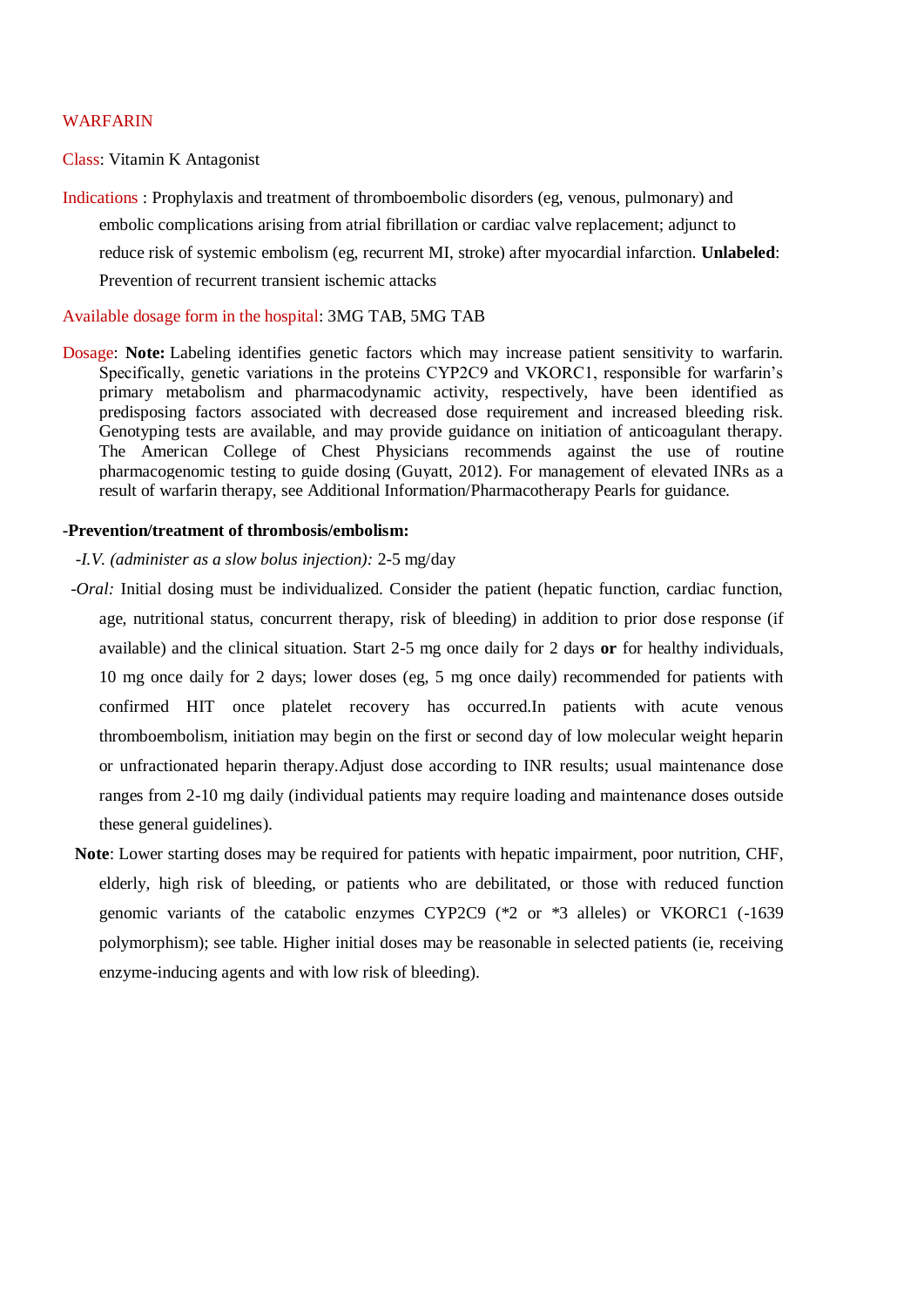# WARFARIN

**Class**: Vitamin K Antagonist

**Indications** : Prophylaxis and treatment of thromboembolic disorders (eg, venous, pulmonary) and embolic complications arising from atrial fibrillation or cardiac valve replacement; adjunct to reduce risk of systemic embolism (eg, recurrent MI, stroke) after myocardial infarction. **Unlabeled**: Prevention of recurrent transient ischemic attacks

**Available dosage form in the hospital**: 3MG TAB, 5MG TAB

**Dosage**: **Note:** Labeling identifies genetic factors which may increase patient sensitivity to warfarin. Specifically, genetic variations in the proteins CYP2C9 and VKORC1, responsible for warfarin's primary metabolism and pharmacodynamic activity, respectively, have been identified as predisposing factors associated with decreased dose requirement and increased bleeding risk. Genotyping tests are available, and may provide guidance on initiation of anticoagulant therapy. The American College of Chest Physicians recommends against the use of routine pharmacogenomic testing to guide dosing (Guyatt, 2012). For management of elevated INRs as a result of warfarin therapy, see Additional Information/Pharmacotherapy Pearls for guidance.

**-Prevention/treatment of thrombosis/embolism:**

-*I.V. (administer as a slow bolus injection):* 2-5 mg/day

-*Oral:* Initial dosing must be individualized. Consider the patient (hepatic function, cardiac function, age, nutritional status, concurrent therapy, risk of bleeding) in addition to prior dose response (if available) and the clinical situation. Start 2-5 mg once daily for 2 days **or** for healthy individuals, 10 mg once daily for 2 days; lower doses (eg, 5 mg once daily) recommended for patients with confirmed HIT once platelet recovery has occurred.In patients with acute venous thromboembolism, initiation may begin on the first or second day of low molecular weight heparin or unfractionated heparin therapy.Adjust dose according to INR results; usual maintenance dose ranges from 2-10 mg daily (individual patients may require loading and maintenance doses outside these general guidelines).

**Note**: Lower starting doses may be required for patients with hepatic impairment, poor nutrition, CHF, elderly, high risk of bleeding, or patients who are debilitated, or those with reduced function genomic variants of the catabolic enzymes CYP2C9 (*2 or *3 alleles) or VKORC1 (-1639 polymorphism); see table. Higher initial doses may be reasonable in selected patients (ie, receiving enzyme-inducing agents and with low risk of bleeding).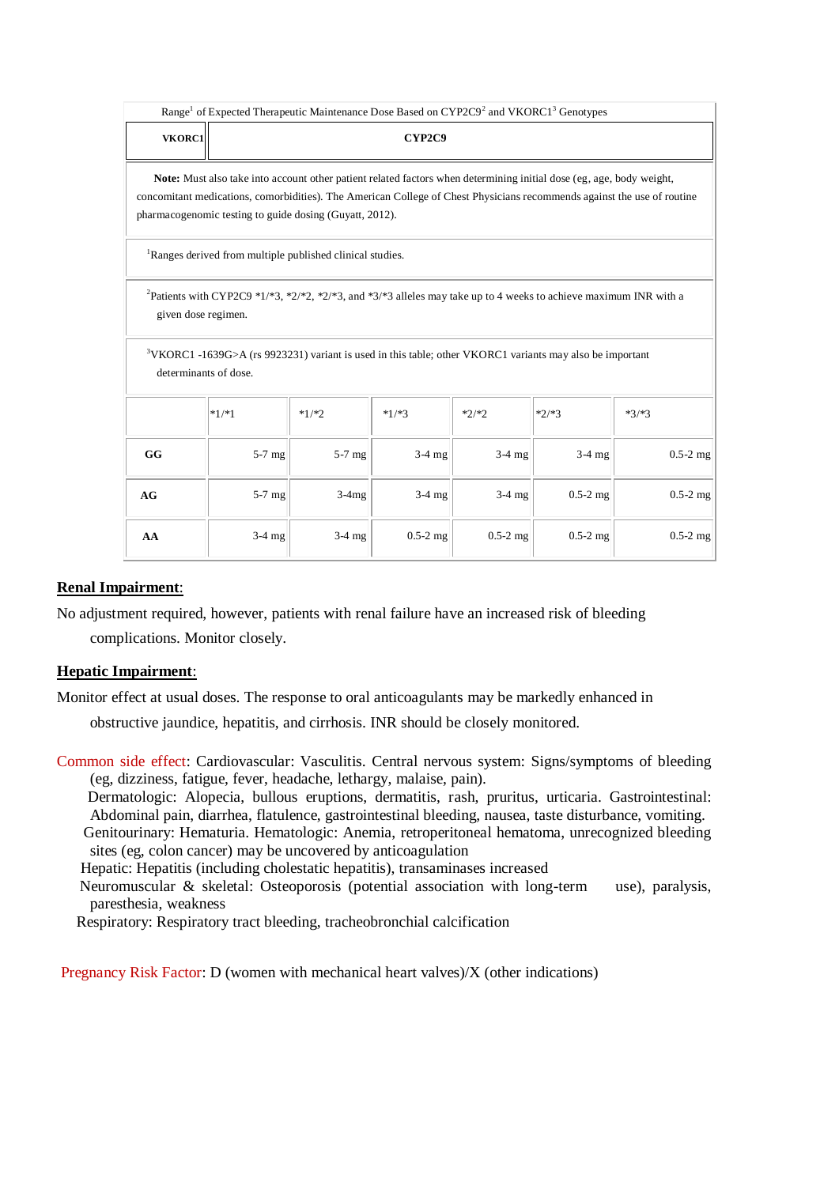Range[1] of Expected Therapeutic Maintenance Dose Based on CYP2C9[2] and VKORC1[3] Genotypes

| VKORC1 | CYP2C9 | | | | | |
|---|---|---|---|---|---|---|
| | *1/*1 | *1/*2 | *1/*3 | *2/*2 | *2/*3 | *3/*3 |
| **GG** | 5-7 mg | 5-7 mg | 3-4 mg | 3-4 mg | 3-4 mg | 0.5-2 mg |
| **AG** | 5-7 mg | 3-4mg | 3-4 mg | 3-4 mg | 0.5-2 mg | 0.5-2 mg |
| **AA** | 3-4 mg | 3-4 mg | 0.5-2 mg | 0.5-2 mg | 0.5-2 mg | 0.5-2 mg |

**Note:** Must also take into account other patient related factors when determining initial dose (eg, age, body weight, concomitant medications, comorbidities). The American College of Chest Physicians recommends against the use of routine pharmacogenomic testing to guide dosing (Guyatt, 2012).

[1]Ranges derived from multiple published clinical studies.

[2]Patients with CYP2C9 *1/*3, *2/*2, *2/*3, and *3/*3 alleles may take up to 4 weeks to achieve maximum INR with a given dose regimen.

[3]VKORC1 -1639G>A (rs 9923231) variant is used in this table; other VKORC1 variants may also be important determinants of dose.

**Renal Impairment**:

No adjustment required, however, patients with renal failure have an increased risk of bleeding complications. Monitor closely.

**Hepatic Impairment**:

Monitor effect at usual doses. The response to oral anticoagulants may be markedly enhanced in obstructive jaundice, hepatitis, and cirrhosis. INR should be closely monitored.

Common side effect: Cardiovascular: Vasculitis. Central nervous system: Signs/symptoms of bleeding (eg, dizziness, fatigue, fever, headache, lethargy, malaise, pain).

Dermatologic: Alopecia, bullous eruptions, dermatitis, rash, pruritus, urticaria. Gastrointestinal: Abdominal pain, diarrhea, flatulence, gastrointestinal bleeding, nausea, taste disturbance, vomiting.

Genitourinary: Hematuria. Hematologic: Anemia, retroperitoneal hematoma, unrecognized bleeding sites (eg, colon cancer) may be uncovered by anticoagulation

Hepatic: Hepatitis (including cholestatic hepatitis), transaminases increased

Neuromuscular & skeletal: Osteoporosis (potential association with long-term use), paralysis, paresthesia, weakness

Respiratory: Respiratory tract bleeding, tracheobronchial calcification

Pregnancy Risk Factor: D (women with mechanical heart valves)/X (other indications)